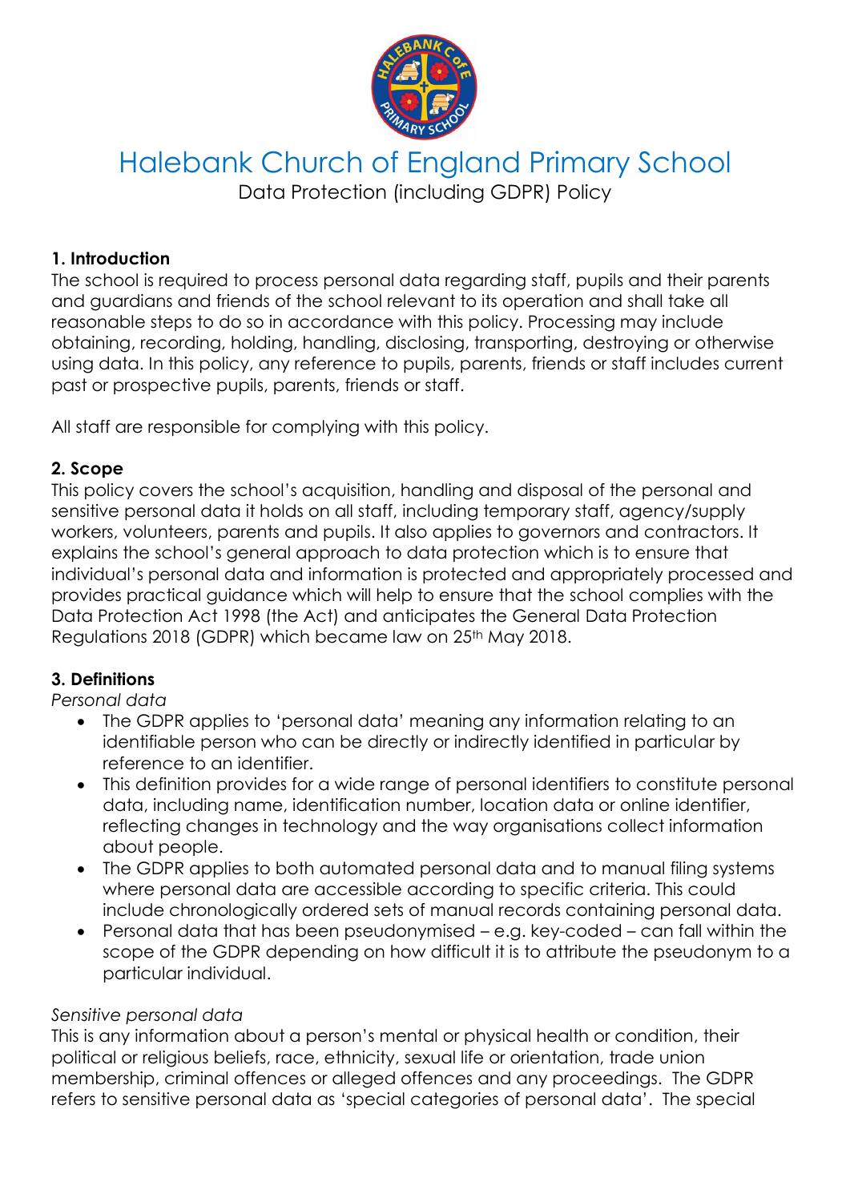# Halebank Church of England Primary School

Data Protection (including GDPR) Policy

**1. Introduction**

The school is required to process personal data regarding staff, pupils and their parents and guardians and friends of the school relevant to its operation and shall take all reasonable steps to do so in accordance with this policy. Processing may include obtaining, recording, holding, handling, disclosing, transporting, destroying or otherwise using data. In this policy, any reference to pupils, parents, friends or staff includes current past or prospective pupils, parents, friends or staff.

All staff are responsible for complying with this policy.

**2. Scope**

This policy covers the school's acquisition, handling and disposal of the personal and sensitive personal data it holds on all staff, including temporary staff, agency/supply workers, volunteers, parents and pupils. It also applies to governors and contractors. It explains the school's general approach to data protection which is to ensure that individual's personal data and information is protected and appropriately processed and provides practical guidance which will help to ensure that the school complies with the Data Protection Act 1998 (the Act) and anticipates the General Data Protection Regulations 2018 (GDPR) which became law on 25th May 2018.

**3. Definitions**

*Personal data*

- The GDPR applies to 'personal data' meaning any information relating to an identifiable person who can be directly or indirectly identified in particular by reference to an identifier.
- This definition provides for a wide range of personal identifiers to constitute personal data, including name, identification number, location data or online identifier, reflecting changes in technology and the way organisations collect information about people.
- The GDPR applies to both automated personal data and to manual filing systems where personal data are accessible according to specific criteria. This could include chronologically ordered sets of manual records containing personal data.
- Personal data that has been pseudonymised – e.g. key-coded – can fall within the scope of the GDPR depending on how difficult it is to attribute the pseudonym to a particular individual.

*Sensitive personal data*

This is any information about a person's mental or physical health or condition, their political or religious beliefs, race, ethnicity, sexual life or orientation, trade union membership, criminal offences or alleged offences and any proceedings. The GDPR refers to sensitive personal data as 'special categories of personal data'. The special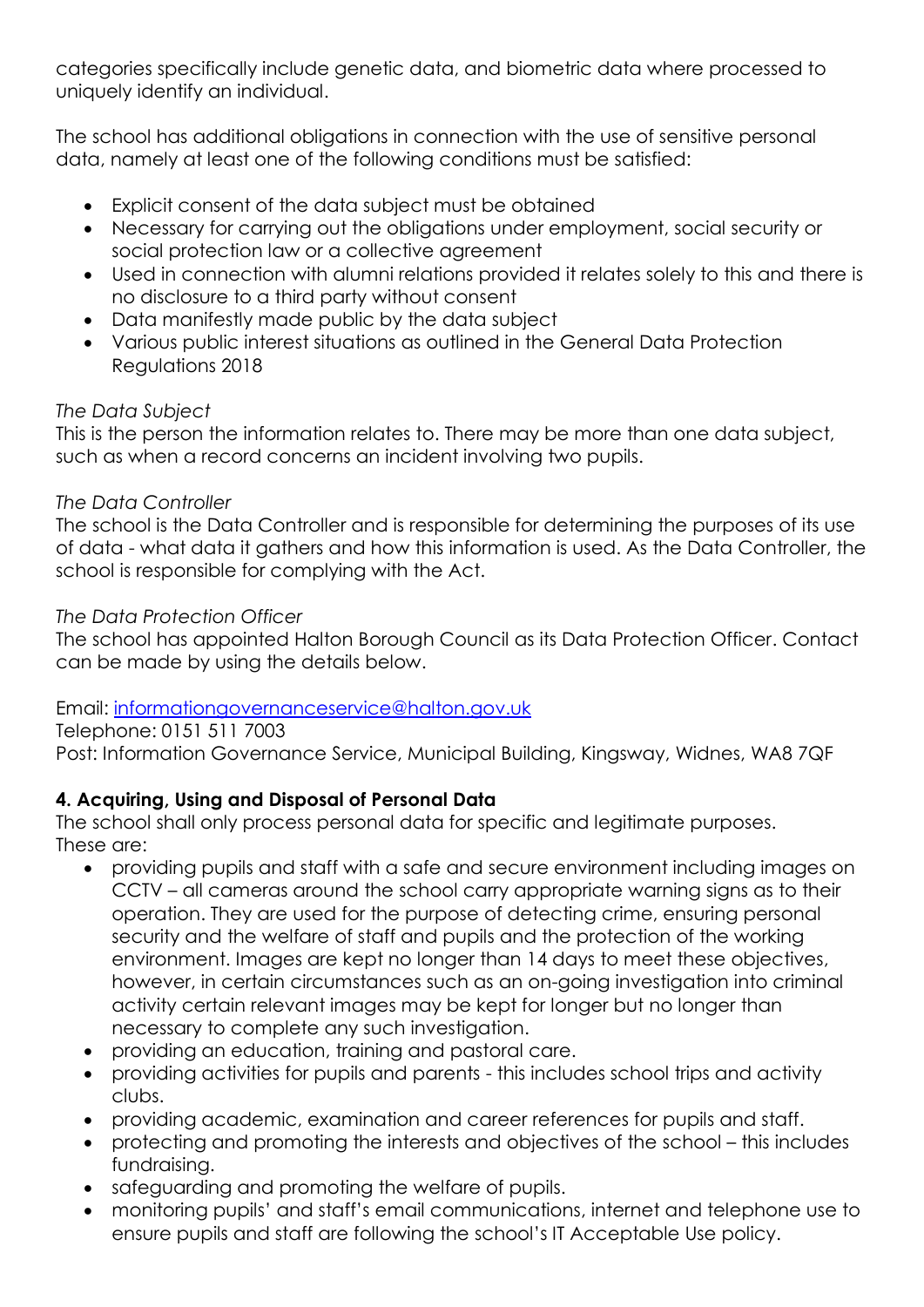categories specifically include genetic data, and biometric data where processed to uniquely identify an individual.

The school has additional obligations in connection with the use of sensitive personal data, namely at least one of the following conditions must be satisfied:

- Explicit consent of the data subject must be obtained
- Necessary for carrying out the obligations under employment, social security or social protection law or a collective agreement
- Used in connection with alumni relations provided it relates solely to this and there is no disclosure to a third party without consent
- Data manifestly made public by the data subject
- Various public interest situations as outlined in the General Data Protection Regulations 2018

*The Data Subject*
This is the person the information relates to. There may be more than one data subject, such as when a record concerns an incident involving two pupils.

*The Data Controller*
The school is the Data Controller and is responsible for determining the purposes of its use of data - what data it gathers and how this information is used. As the Data Controller, the school is responsible for complying with the Act.

*The Data Protection Officer*
The school has appointed Halton Borough Council as its Data Protection Officer. Contact can be made by using the details below.

Email: [informationgovernanceservice@halton.gov.uk](mailto:informationgovernanceservice@halton.gov.uk)
Telephone: 0151 511 7003
Post: Information Governance Service, Municipal Building, Kingsway, Widnes, WA8 7QF

**4. Acquiring, Using and Disposal of Personal Data**
The school shall only process personal data for specific and legitimate purposes. These are:

- providing pupils and staff with a safe and secure environment including images on CCTV – all cameras around the school carry appropriate warning signs as to their operation. They are used for the purpose of detecting crime, ensuring personal security and the welfare of staff and pupils and the protection of the working environment. Images are kept no longer than 14 days to meet these objectives, however, in certain circumstances such as an on-going investigation into criminal activity certain relevant images may be kept for longer but no longer than necessary to complete any such investigation.
- providing an education, training and pastoral care.
- providing activities for pupils and parents - this includes school trips and activity clubs.
- providing academic, examination and career references for pupils and staff.
- protecting and promoting the interests and objectives of the school – this includes fundraising.
- safeguarding and promoting the welfare of pupils.
- monitoring pupils' and staff's email communications, internet and telephone use to ensure pupils and staff are following the school's IT Acceptable Use policy.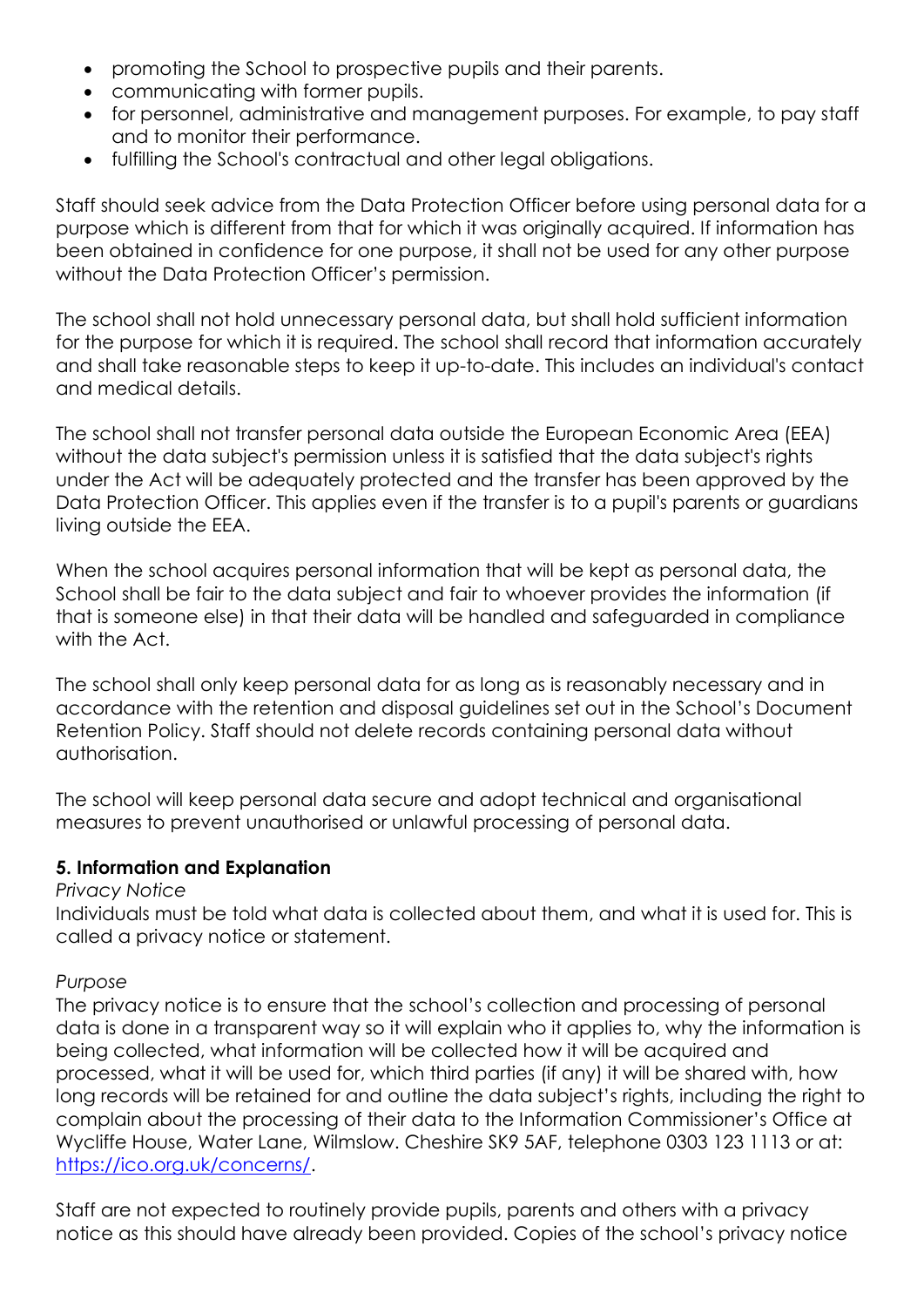- promoting the School to prospective pupils and their parents.
- communicating with former pupils.
- for personnel, administrative and management purposes. For example, to pay staff and to monitor their performance.
- fulfilling the School's contractual and other legal obligations.

Staff should seek advice from the Data Protection Officer before using personal data for a purpose which is different from that for which it was originally acquired. If information has been obtained in confidence for one purpose, it shall not be used for any other purpose without the Data Protection Officer's permission.

The school shall not hold unnecessary personal data, but shall hold sufficient information for the purpose for which it is required. The school shall record that information accurately and shall take reasonable steps to keep it up-to-date. This includes an individual's contact and medical details.

The school shall not transfer personal data outside the European Economic Area (EEA) without the data subject's permission unless it is satisfied that the data subject's rights under the Act will be adequately protected and the transfer has been approved by the Data Protection Officer. This applies even if the transfer is to a pupil's parents or guardians living outside the EEA.

When the school acquires personal information that will be kept as personal data, the School shall be fair to the data subject and fair to whoever provides the information (if that is someone else) in that their data will be handled and safeguarded in compliance with the Act.

The school shall only keep personal data for as long as is reasonably necessary and in accordance with the retention and disposal guidelines set out in the School's Document Retention Policy. Staff should not delete records containing personal data without authorisation.

The school will keep personal data secure and adopt technical and organisational measures to prevent unauthorised or unlawful processing of personal data.

**5. Information and Explanation**

*Privacy Notice*

Individuals must be told what data is collected about them, and what it is used for. This is called a privacy notice or statement.

*Purpose*

The privacy notice is to ensure that the school's collection and processing of personal data is done in a transparent way so it will explain who it applies to, why the information is being collected, what information will be collected how it will be acquired and processed, what it will be used for, which third parties (if any) it will be shared with, how long records will be retained for and outline the data subject's rights, including the right to complain about the processing of their data to the Information Commissioner's Office at Wycliffe House, Water Lane, Wilmslow. Cheshire SK9 5AF, telephone 0303 123 1113 or at: https://ico.org.uk/concerns/.

Staff are not expected to routinely provide pupils, parents and others with a privacy notice as this should have already been provided. Copies of the school's privacy notice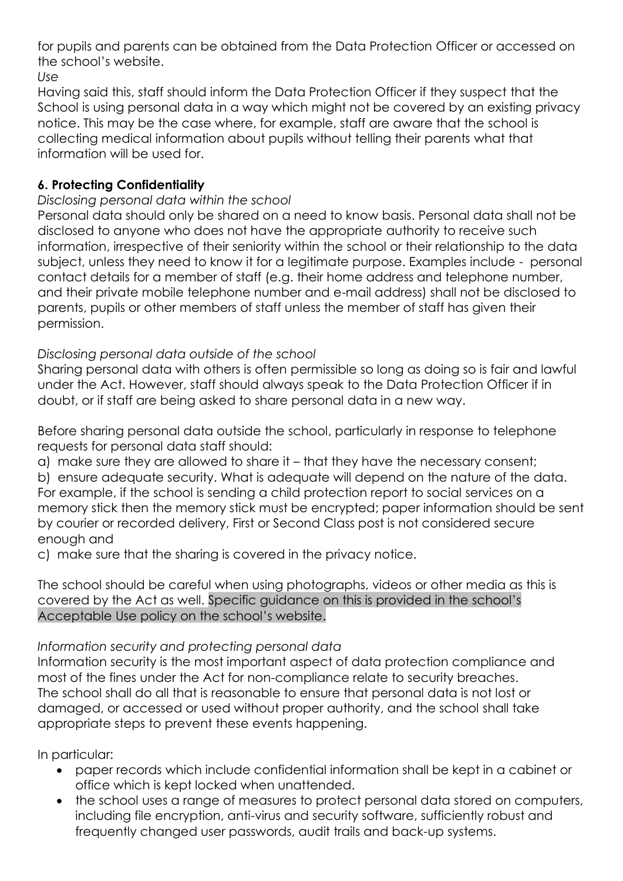for pupils and parents can be obtained from the Data Protection Officer or accessed on the school's website.

*Use*

Having said this, staff should inform the Data Protection Officer if they suspect that the School is using personal data in a way which might not be covered by an existing privacy notice. This may be the case where, for example, staff are aware that the school is collecting medical information about pupils without telling their parents what that information will be used for.

**6. Protecting Confidentiality**

*Disclosing personal data within the school*

Personal data should only be shared on a need to know basis. Personal data shall not be disclosed to anyone who does not have the appropriate authority to receive such information, irrespective of their seniority within the school or their relationship to the data subject, unless they need to know it for a legitimate purpose. Examples include - personal contact details for a member of staff (e.g. their home address and telephone number, and their private mobile telephone number and e-mail address) shall not be disclosed to parents, pupils or other members of staff unless the member of staff has given their permission.

*Disclosing personal data outside of the school*

Sharing personal data with others is often permissible so long as doing so is fair and lawful under the Act. However, staff should always speak to the Data Protection Officer if in doubt, or if staff are being asked to share personal data in a new way.

Before sharing personal data outside the school, particularly in response to telephone requests for personal data staff should:

a) make sure they are allowed to share it – that they have the necessary consent;

b) ensure adequate security. What is adequate will depend on the nature of the data. For example, if the school is sending a child protection report to social services on a memory stick then the memory stick must be encrypted; paper information should be sent by courier or recorded delivery, First or Second Class post is not considered secure enough and

c) make sure that the sharing is covered in the privacy notice.

The school should be careful when using photographs, videos or other media as this is covered by the Act as well. Specific guidance on this is provided in the school's Acceptable Use policy on the school's website.

*Information security and protecting personal data*

Information security is the most important aspect of data protection compliance and most of the fines under the Act for non-compliance relate to security breaches. The school shall do all that is reasonable to ensure that personal data is not lost or damaged, or accessed or used without proper authority, and the school shall take appropriate steps to prevent these events happening.

In particular:

- paper records which include confidential information shall be kept in a cabinet or office which is kept locked when unattended.
- the school uses a range of measures to protect personal data stored on computers, including file encryption, anti-virus and security software, sufficiently robust and frequently changed user passwords, audit trails and back-up systems.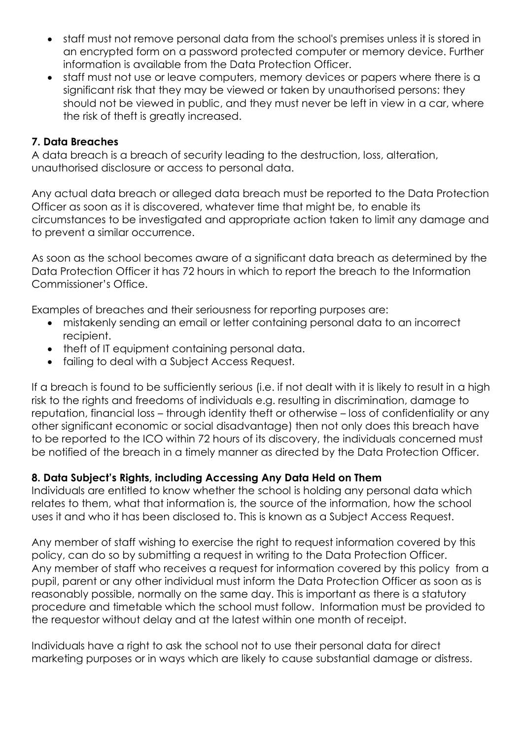- staff must not remove personal data from the school's premises unless it is stored in an encrypted form on a password protected computer or memory device. Further information is available from the Data Protection Officer.
- staff must not use or leave computers, memory devices or papers where there is a significant risk that they may be viewed or taken by unauthorised persons: they should not be viewed in public, and they must never be left in view in a car, where the risk of theft is greatly increased.

**7. Data Breaches**

A data breach is a breach of security leading to the destruction, loss, alteration, unauthorised disclosure or access to personal data.

Any actual data breach or alleged data breach must be reported to the Data Protection Officer as soon as it is discovered, whatever time that might be, to enable its circumstances to be investigated and appropriate action taken to limit any damage and to prevent a similar occurrence.

As soon as the school becomes aware of a significant data breach as determined by the Data Protection Officer it has 72 hours in which to report the breach to the Information Commissioner's Office.

Examples of breaches and their seriousness for reporting purposes are:

- mistakenly sending an email or letter containing personal data to an incorrect recipient.
- theft of IT equipment containing personal data.
- failing to deal with a Subject Access Request.

If a breach is found to be sufficiently serious (i.e. if not dealt with it is likely to result in a high risk to the rights and freedoms of individuals e.g. resulting in discrimination, damage to reputation, financial loss – through identity theft or otherwise – loss of confidentiality or any other significant economic or social disadvantage) then not only does this breach have to be reported to the ICO within 72 hours of its discovery, the individuals concerned must be notified of the breach in a timely manner as directed by the Data Protection Officer.

**8. Data Subject's Rights, including Accessing Any Data Held on Them**

Individuals are entitled to know whether the school is holding any personal data which relates to them, what that information is, the source of the information, how the school uses it and who it has been disclosed to. This is known as a Subject Access Request.

Any member of staff wishing to exercise the right to request information covered by this policy, can do so by submitting a request in writing to the Data Protection Officer. Any member of staff who receives a request for information covered by this policy from a pupil, parent or any other individual must inform the Data Protection Officer as soon as is reasonably possible, normally on the same day. This is important as there is a statutory procedure and timetable which the school must follow. Information must be provided to the requestor without delay and at the latest within one month of receipt.

Individuals have a right to ask the school not to use their personal data for direct marketing purposes or in ways which are likely to cause substantial damage or distress.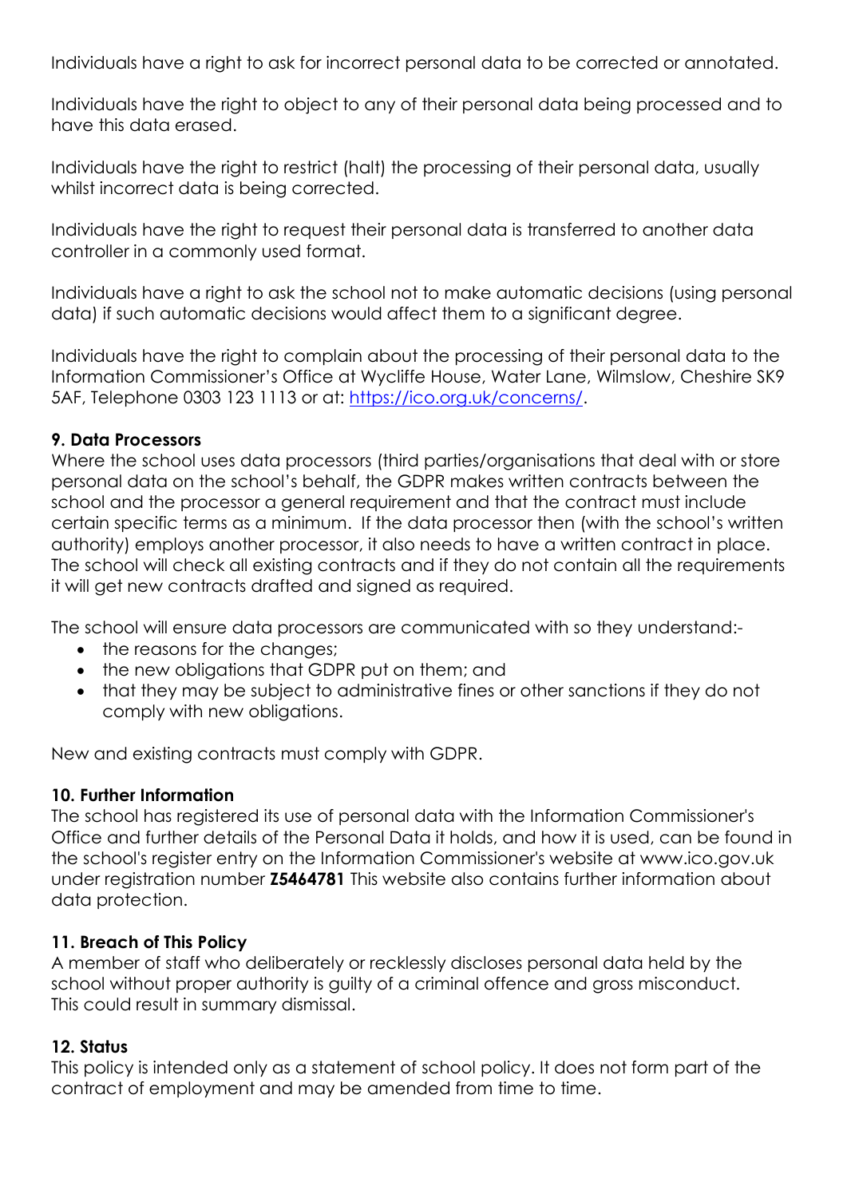Individuals have a right to ask for incorrect personal data to be corrected or annotated.

Individuals have the right to object to any of their personal data being processed and to have this data erased.

Individuals have the right to restrict (halt) the processing of their personal data, usually whilst incorrect data is being corrected.

Individuals have the right to request their personal data is transferred to another data controller in a commonly used format.

Individuals have a right to ask the school not to make automatic decisions (using personal data) if such automatic decisions would affect them to a significant degree.

Individuals have the right to complain about the processing of their personal data to the Information Commissioner's Office at Wycliffe House, Water Lane, Wilmslow, Cheshire SK9 5AF, Telephone 0303 123 1113 or at: https://ico.org.uk/concerns/.

### 9. Data Processors

Where the school uses data processors (third parties/organisations that deal with or store personal data on the school's behalf, the GDPR makes written contracts between the school and the processor a general requirement and that the contract must include certain specific terms as a minimum. If the data processor then (with the school's written authority) employs another processor, it also needs to have a written contract in place. The school will check all existing contracts and if they do not contain all the requirements it will get new contracts drafted and signed as required.

The school will ensure data processors are communicated with so they understand:-

- the reasons for the changes;
- the new obligations that GDPR put on them; and
- that they may be subject to administrative fines or other sanctions if they do not comply with new obligations.

New and existing contracts must comply with GDPR.

### 10. Further Information

The school has registered its use of personal data with the Information Commissioner's Office and further details of the Personal Data it holds, and how it is used, can be found in the school's register entry on the Information Commissioner's website at www.ico.gov.uk under registration number **Z5464781** This website also contains further information about data protection.

### 11. Breach of This Policy

A member of staff who deliberately or recklessly discloses personal data held by the school without proper authority is guilty of a criminal offence and gross misconduct. This could result in summary dismissal.

### 12. Status

This policy is intended only as a statement of school policy. It does not form part of the contract of employment and may be amended from time to time.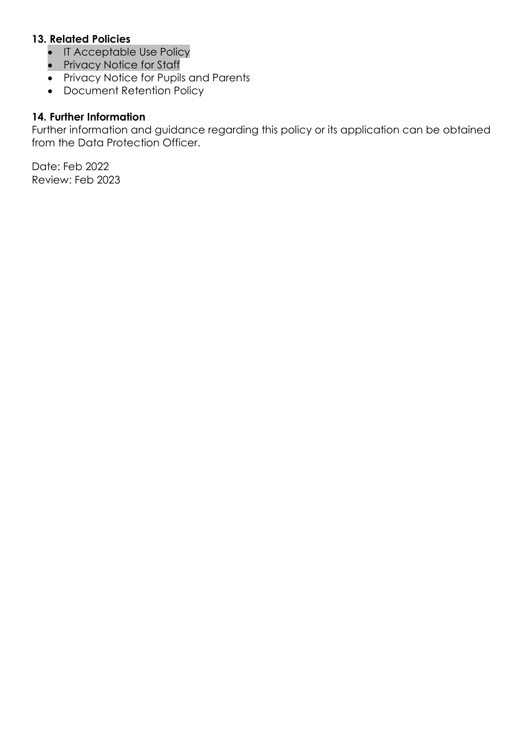### 13. Related Policies

- IT Acceptable Use Policy
- Privacy Notice for Staff
- Privacy Notice for Pupils and Parents
- Document Retention Policy

### 14. Further Information

Further information and guidance regarding this policy or its application can be obtained from the Data Protection Officer.

Date: Feb 2022
Review: Feb 2023